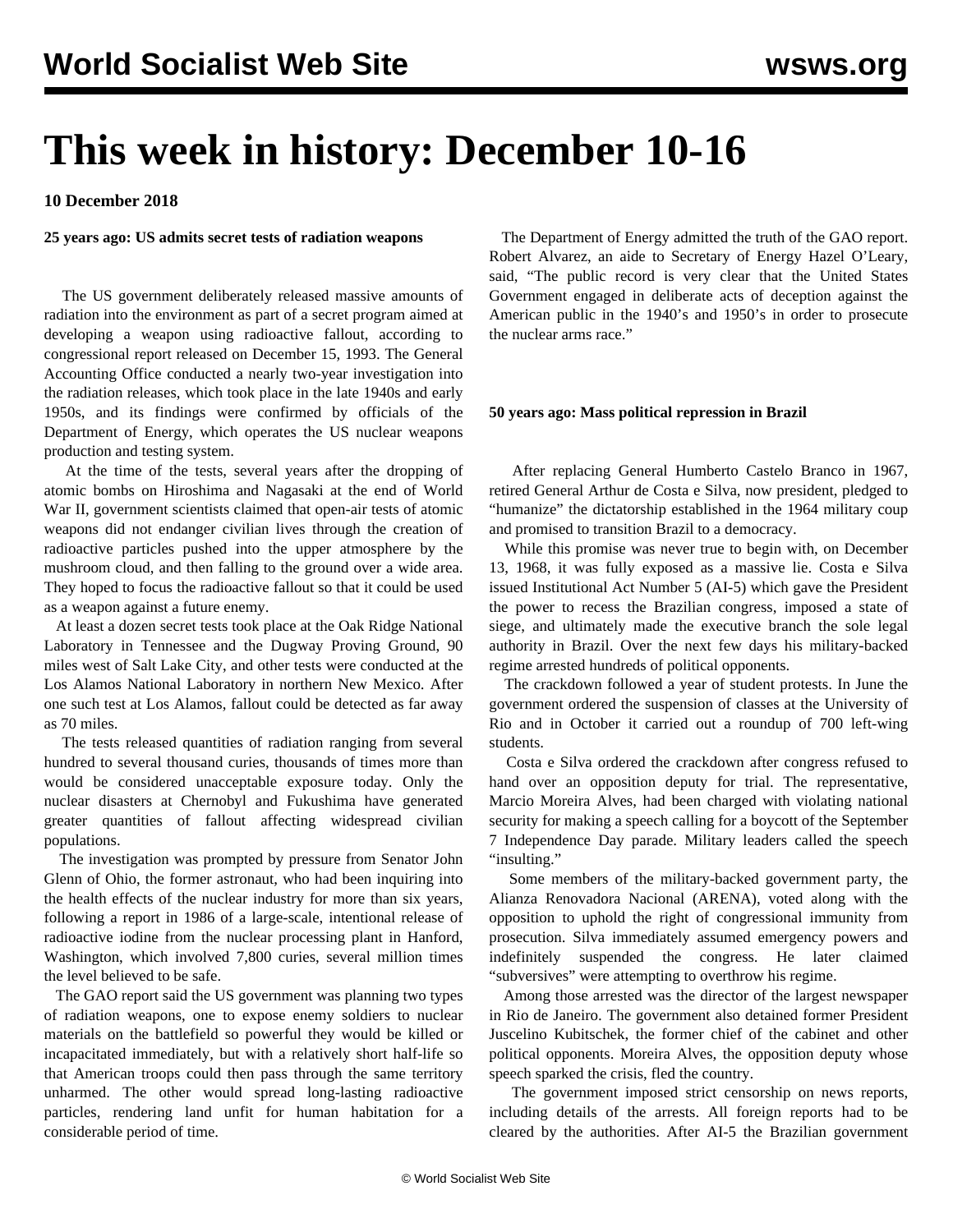# This week in history: December 10-16

**10 December 2018**

**25 years ago: US admits secret tests of radiation weapons**

The US government deliberately released massive amounts of radiation into the environment as part of a secret program aimed at developing a weapon using radioactive fallout, according to congressional report released on December 15, 1993. The General Accounting Office conducted a nearly two-year investigation into the radiation releases, which took place in the late 1940s and early 1950s, and its findings were confirmed by officials of the Department of Energy, which operates the US nuclear weapons production and testing system.

At the time of the tests, several years after the dropping of atomic bombs on Hiroshima and Nagasaki at the end of World War II, government scientists claimed that open-air tests of atomic weapons did not endanger civilian lives through the creation of radioactive particles pushed into the upper atmosphere by the mushroom cloud, and then falling to the ground over a wide area. They hoped to focus the radioactive fallout so that it could be used as a weapon against a future enemy.

At least a dozen secret tests took place at the Oak Ridge National Laboratory in Tennessee and the Dugway Proving Ground, 90 miles west of Salt Lake City, and other tests were conducted at the Los Alamos National Laboratory in northern New Mexico. After one such test at Los Alamos, fallout could be detected as far away as 70 miles.

The tests released quantities of radiation ranging from several hundred to several thousand curies, thousands of times more than would be considered unacceptable exposure today. Only the nuclear disasters at Chernobyl and Fukushima have generated greater quantities of fallout affecting widespread civilian populations.

The investigation was prompted by pressure from Senator John Glenn of Ohio, the former astronaut, who had been inquiring into the health effects of the nuclear industry for more than six years, following a report in 1986 of a large-scale, intentional release of radioactive iodine from the nuclear processing plant in Hanford, Washington, which involved 7,800 curies, several million times the level believed to be safe.

The GAO report said the US government was planning two types of radiation weapons, one to expose enemy soldiers to nuclear materials on the battlefield so powerful they would be killed or incapacitated immediately, but with a relatively short half-life so that American troops could then pass through the same territory unharmed. The other would spread long-lasting radioactive particles, rendering land unfit for human habitation for a considerable period of time.

The Department of Energy admitted the truth of the GAO report. Robert Alvarez, an aide to Secretary of Energy Hazel O'Leary, said, "The public record is very clear that the United States Government engaged in deliberate acts of deception against the American public in the 1940's and 1950's in order to prosecute the nuclear arms race."

**50 years ago: Mass political repression in Brazil**

After replacing General Humberto Castelo Branco in 1967, retired General Arthur de Costa e Silva, now president, pledged to "humanize" the dictatorship established in the 1964 military coup and promised to transition Brazil to a democracy.

While this promise was never true to begin with, on December 13, 1968, it was fully exposed as a massive lie. Costa e Silva issued Institutional Act Number 5 (AI-5) which gave the President the power to recess the Brazilian congress, imposed a state of siege, and ultimately made the executive branch the sole legal authority in Brazil. Over the next few days his military-backed regime arrested hundreds of political opponents.

The crackdown followed a year of student protests. In June the government ordered the suspension of classes at the University of Rio and in October it carried out a roundup of 700 left-wing students.

Costa e Silva ordered the crackdown after congress refused to hand over an opposition deputy for trial. The representative, Marcio Moreira Alves, had been charged with violating national security for making a speech calling for a boycott of the September 7 Independence Day parade. Military leaders called the speech "insulting."

Some members of the military-backed government party, the Alianza Renovadora Nacional (ARENA), voted along with the opposition to uphold the right of congressional immunity from prosecution. Silva immediately assumed emergency powers and indefinitely suspended the congress. He later claimed "subversives" were attempting to overthrow his regime.

Among those arrested was the director of the largest newspaper in Rio de Janeiro. The government also detained former President Juscelino Kubitschek, the former chief of the cabinet and other political opponents. Moreira Alves, the opposition deputy whose speech sparked the crisis, fled the country.

The government imposed strict censorship on news reports, including details of the arrests. All foreign reports had to be cleared by the authorities. After AI-5 the Brazilian government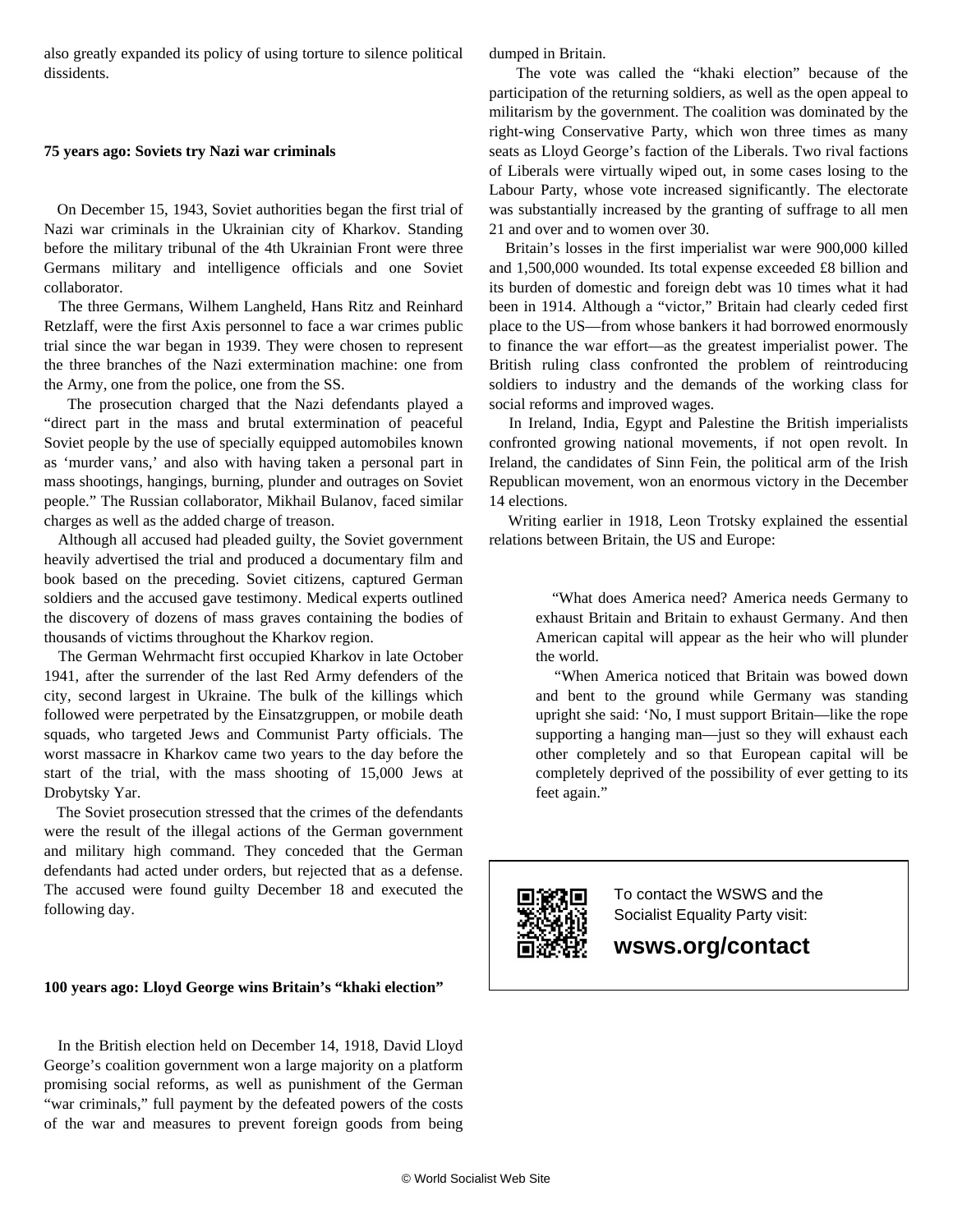also greatly expanded its policy of using torture to silence political dissidents.

### 75 years ago: Soviets try Nazi war criminals

On December 15, 1943, Soviet authorities began the first trial of Nazi war criminals in the Ukrainian city of Kharkov. Standing before the military tribunal of the 4th Ukrainian Front were three Germans military and intelligence officials and one Soviet collaborator.

The three Germans, Wilhem Langheld, Hans Ritz and Reinhard Retzlaff, were the first Axis personnel to face a war crimes public trial since the war began in 1939. They were chosen to represent the three branches of the Nazi extermination machine: one from the Army, one from the police, one from the SS.

The prosecution charged that the Nazi defendants played a "direct part in the mass and brutal extermination of peaceful Soviet people by the use of specially equipped automobiles known as 'murder vans,' and also with having taken a personal part in mass shootings, hangings, burning, plunder and outrages on Soviet people." The Russian collaborator, Mikhail Bulanov, faced similar charges as well as the added charge of treason.

Although all accused had pleaded guilty, the Soviet government heavily advertised the trial and produced a documentary film and book based on the preceding. Soviet citizens, captured German soldiers and the accused gave testimony. Medical experts outlined the discovery of dozens of mass graves containing the bodies of thousands of victims throughout the Kharkov region.

The German Wehrmacht first occupied Kharkov in late October 1941, after the surrender of the last Red Army defenders of the city, second largest in Ukraine. The bulk of the killings which followed were perpetrated by the Einsatzgruppen, or mobile death squads, who targeted Jews and Communist Party officials. The worst massacre in Kharkov came two years to the day before the start of the trial, with the mass shooting of 15,000 Jews at Drobytsky Yar.

The Soviet prosecution stressed that the crimes of the defendants were the result of the illegal actions of the German government and military high command. They conceded that the German defendants had acted under orders, but rejected that as a defense. The accused were found guilty December 18 and executed the following day.

### 100 years ago: Lloyd George wins Britain's "khaki election"

In the British election held on December 14, 1918, David Lloyd George's coalition government won a large majority on a platform promising social reforms, as well as punishment of the German "war criminals," full payment by the defeated powers of the costs of the war and measures to prevent foreign goods from being dumped in Britain.

The vote was called the "khaki election" because of the participation of the returning soldiers, as well as the open appeal to militarism by the government. The coalition was dominated by the right-wing Conservative Party, which won three times as many seats as Lloyd George's faction of the Liberals. Two rival factions of Liberals were virtually wiped out, in some cases losing to the Labour Party, whose vote increased significantly. The electorate was substantially increased by the granting of suffrage to all men 21 and over and to women over 30.

Britain's losses in the first imperialist war were 900,000 killed and 1,500,000 wounded. Its total expense exceeded £8 billion and its burden of domestic and foreign debt was 10 times what it had been in 1914. Although a "victor," Britain had clearly ceded first place to the US—from whose bankers it had borrowed enormously to finance the war effort—as the greatest imperialist power. The British ruling class confronted the problem of reintroducing soldiers to industry and the demands of the working class for social reforms and improved wages.

In Ireland, India, Egypt and Palestine the British imperialists confronted growing national movements, if not open revolt. In Ireland, the candidates of Sinn Fein, the political arm of the Irish Republican movement, won an enormous victory in the December 14 elections.

Writing earlier in 1918, Leon Trotsky explained the essential relations between Britain, the US and Europe:

> "What does America need? America needs Germany to exhaust Britain and Britain to exhaust Germany. And then American capital will appear as the heir who will plunder the world.
>
> "When America noticed that Britain was bowed down and bent to the ground while Germany was standing upright she said: 'No, I must support Britain—like the rope supporting a hanging man—just so they will exhaust each other completely and so that European capital will be completely deprived of the possibility of ever getting to its feet again."

To contact the WSWS and the Socialist Equality Party visit:

**wsws.org/contact**